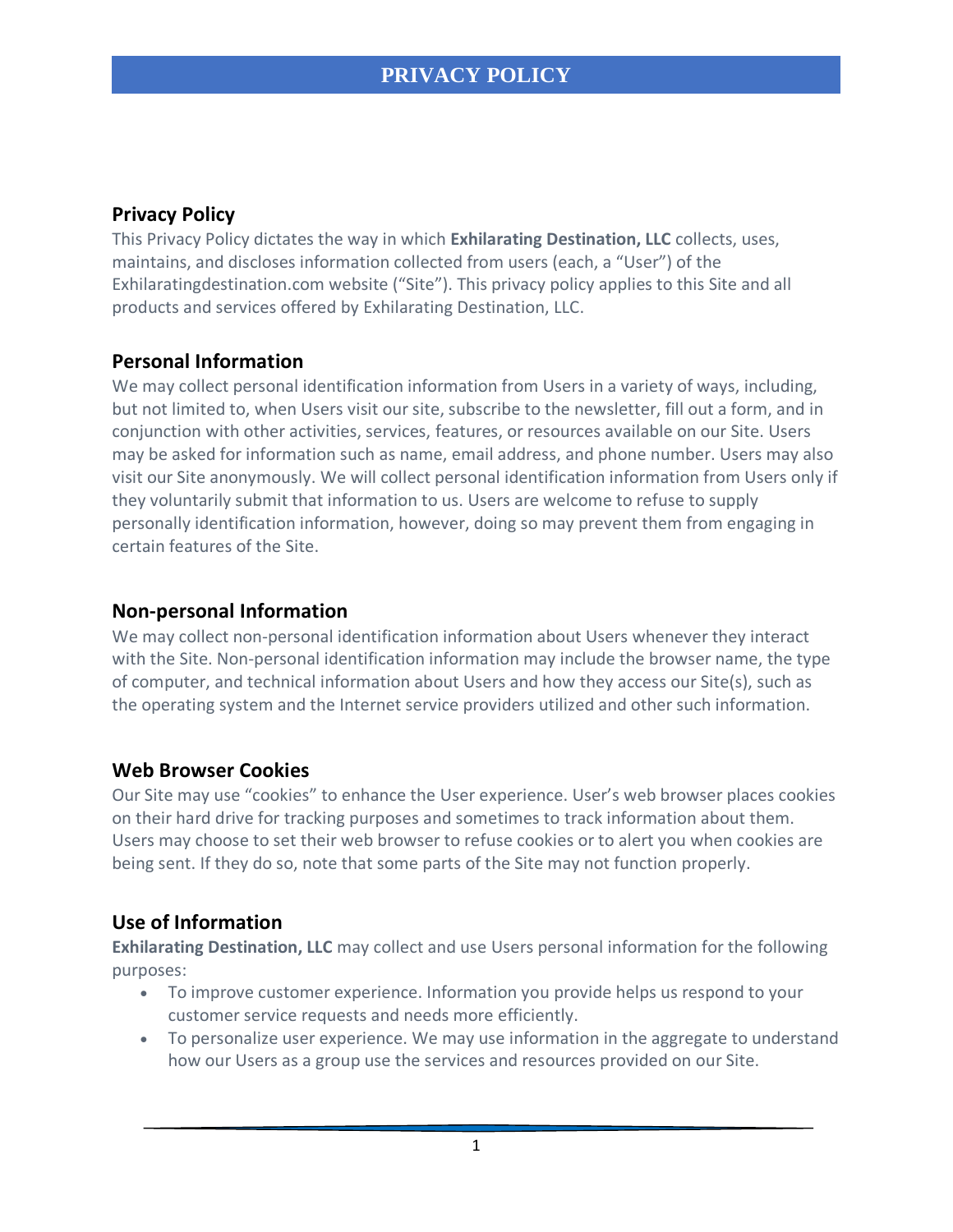# PRIVACY POLICY

## Privacy Policy

This Privacy Policy dictates the way in which **Exhilarating Destination, LLC** collects, uses, maintains, and discloses information collected from users (each, a "User") of the Exhilaratingdestination.com website ("Site"). This privacy policy applies to this Site and all products and services offered by Exhilarating Destination, LLC.

## Personal Information

We may collect personal identification information from Users in a variety of ways, including, but not limited to, when Users visit our site, subscribe to the newsletter, fill out a form, and in conjunction with other activities, services, features, or resources available on our Site. Users may be asked for information such as name, email address, and phone number. Users may also visit our Site anonymously. We will collect personal identification information from Users only if they voluntarily submit that information to us. Users are welcome to refuse to supply personally identification information, however, doing so may prevent them from engaging in certain features of the Site.

## Non-personal Information

We may collect non-personal identification information about Users whenever they interact with the Site. Non-personal identification information may include the browser name, the type of computer, and technical information about Users and how they access our Site(s), such as the operating system and the Internet service providers utilized and other such information.

## Web Browser Cookies

Our Site may use "cookies" to enhance the User experience. User's web browser places cookies on their hard drive for tracking purposes and sometimes to track information about them. Users may choose to set their web browser to refuse cookies or to alert you when cookies are being sent. If they do so, note that some parts of the Site may not function properly.

## Use of Information

**Exhilarating Destination, LLC** may collect and use Users personal information for the following purposes:

- To improve customer experience. Information you provide helps us respond to your customer service requests and needs more efficiently.
- To personalize user experience. We may use information in the aggregate to understand how our Users as a group use the services and resources provided on our Site.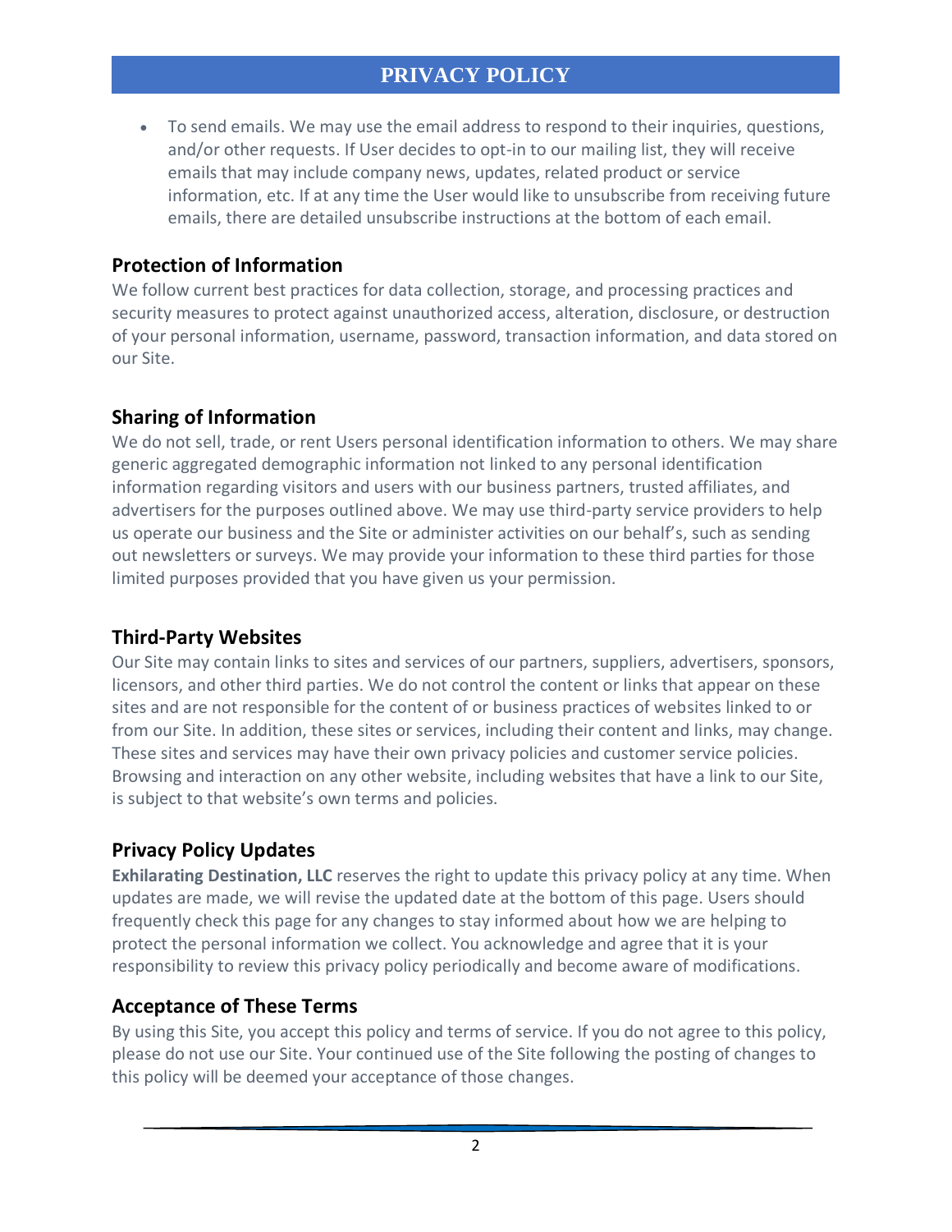- To send emails. We may use the email address to respond to their inquiries, questions, and/or other requests. If User decides to opt-in to our mailing list, they will receive emails that may include company news, updates, related product or service information, etc. If at any time the User would like to unsubscribe from receiving future emails, there are detailed unsubscribe instructions at the bottom of each email.

## Protection of Information

We follow current best practices for data collection, storage, and processing practices and security measures to protect against unauthorized access, alteration, disclosure, or destruction of your personal information, username, password, transaction information, and data stored on our Site.

## Sharing of Information

We do not sell, trade, or rent Users personal identification information to others. We may share generic aggregated demographic information not linked to any personal identification information regarding visitors and users with our business partners, trusted affiliates, and advertisers for the purposes outlined above. We may use third-party service providers to help us operate our business and the Site or administer activities on our behalf's, such as sending out newsletters or surveys. We may provide your information to these third parties for those limited purposes provided that you have given us your permission.

## Third-Party Websites

Our Site may contain links to sites and services of our partners, suppliers, advertisers, sponsors, licensors, and other third parties. We do not control the content or links that appear on these sites and are not responsible for the content of or business practices of websites linked to or from our Site. In addition, these sites or services, including their content and links, may change. These sites and services may have their own privacy policies and customer service policies. Browsing and interaction on any other website, including websites that have a link to our Site, is subject to that website's own terms and policies.

## Privacy Policy Updates

**Exhilarating Destination, LLC** reserves the right to update this privacy policy at any time. When updates are made, we will revise the updated date at the bottom of this page. Users should frequently check this page for any changes to stay informed about how we are helping to protect the personal information we collect. You acknowledge and agree that it is your responsibility to review this privacy policy periodically and become aware of modifications.

## Acceptance of These Terms

By using this Site, you accept this policy and terms of service. If you do not agree to this policy, please do not use our Site. Your continued use of the Site following the posting of changes to this policy will be deemed your acceptance of those changes.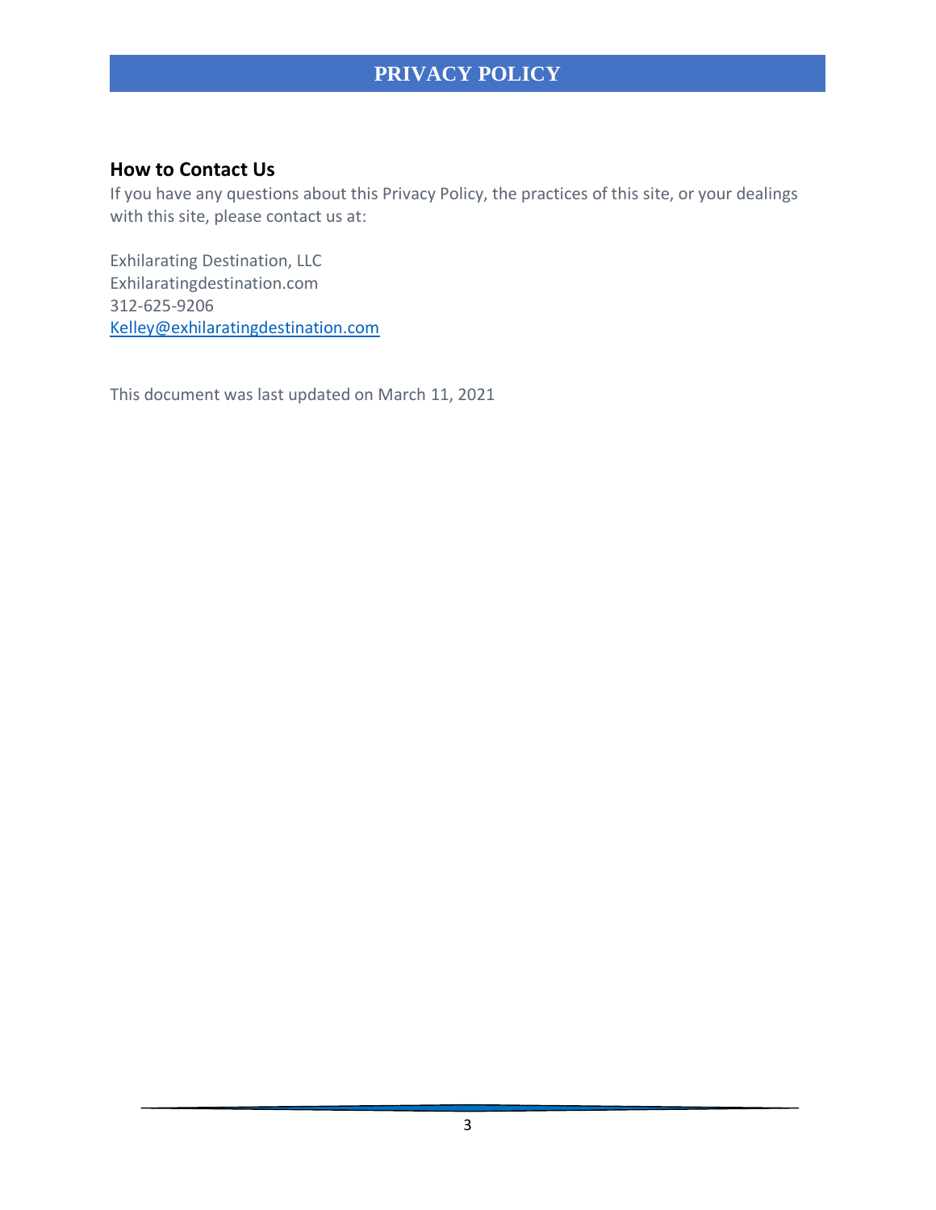## How to Contact Us

If you have any questions about this Privacy Policy, the practices of this site, or your dealings with this site, please contact us at:

Exhilarating Destination, LLC
Exhilaratingdestination.com
312-625-9206
Kelley@exhilaratingdestination.com

This document was last updated on March 11, 2021